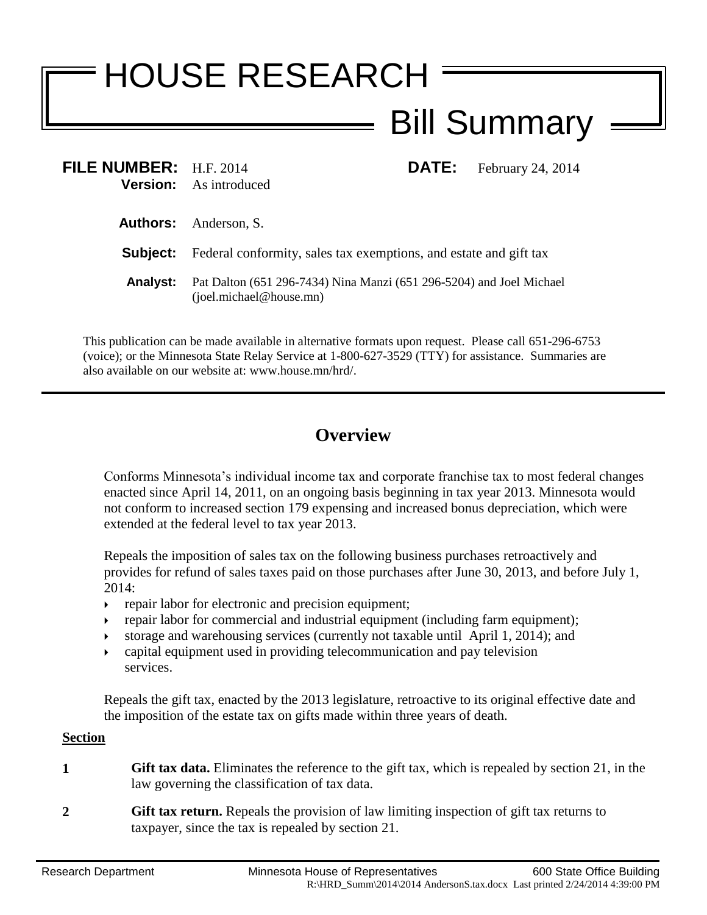# HOUSE RESEARCH

## Bill Summary

**FILE NUMBER:** H.F. 2014 **DATE:** February 24, 2014
**Version:** As introduced

**Authors:** Anderson, S.

**Subject:** Federal conformity, sales tax exemptions, and estate and gift tax

**Analyst:** Pat Dalton (651 296-7434) Nina Manzi (651 296-5204) and Joel Michael (joel.michael@house.mn)

This publication can be made available in alternative formats upon request. Please call 651-296-6753 (voice); or the Minnesota State Relay Service at 1-800-627-3529 (TTY) for assistance. Summaries are also available on our website at: www.house.mn/hrd/.

---

## Overview

Conforms Minnesota's individual income tax and corporate franchise tax to most federal changes enacted since April 14, 2011, on an ongoing basis beginning in tax year 2013. Minnesota would not conform to increased section 179 expensing and increased bonus depreciation, which were extended at the federal level to tax year 2013.

Repeals the imposition of sales tax on the following business purchases retroactively and provides for refund of sales taxes paid on those purchases after June 30, 2013, and before July 1, 2014:

- repair labor for electronic and precision equipment;
- repair labor for commercial and industrial equipment (including farm equipment);
- storage and warehousing services (currently not taxable until April 1, 2014); and
- capital equipment used in providing telecommunication and pay television services.

Repeals the gift tax, enacted by the 2013 legislature, retroactive to its original effective date and the imposition of the estate tax on gifts made within three years of death.

**Section**

**1** **Gift tax data.** Eliminates the reference to the gift tax, which is repealed by section 21, in the law governing the classification of tax data.

**2** **Gift tax return.** Repeals the provision of law limiting inspection of gift tax returns to taxpayer, since the tax is repealed by section 21.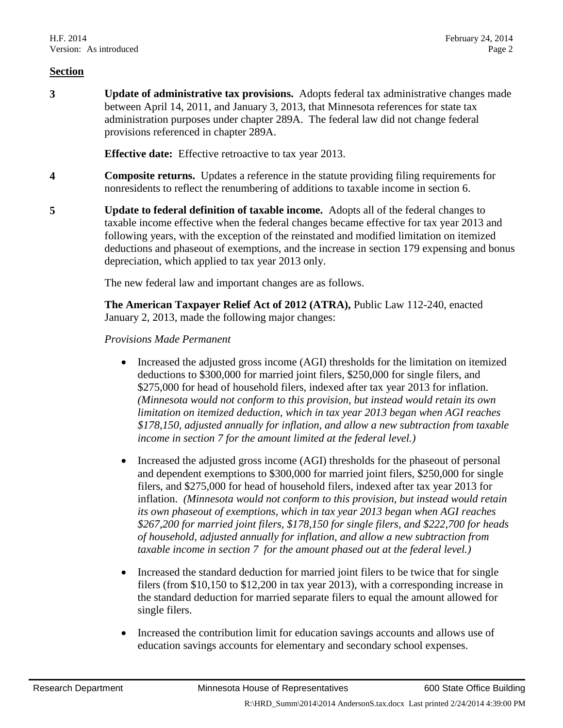**Section**

**3** **Update of administrative tax provisions.** Adopts federal tax administrative changes made between April 14, 2011, and January 3, 2013, that Minnesota references for state tax administration purposes under chapter 289A. The federal law did not change federal provisions referenced in chapter 289A.

**Effective date:** Effective retroactive to tax year 2013.

**4** **Composite returns.** Updates a reference in the statute providing filing requirements for nonresidents to reflect the renumbering of additions to taxable income in section 6.

**5** **Update to federal definition of taxable income.** Adopts all of the federal changes to taxable income effective when the federal changes became effective for tax year 2013 and following years, with the exception of the reinstated and modified limitation on itemized deductions and phaseout of exemptions, and the increase in section 179 expensing and bonus depreciation, which applied to tax year 2013 only.

The new federal law and important changes are as follows.

**The American Taxpayer Relief Act of 2012 (ATRA),** Public Law 112-240, enacted January 2, 2013, made the following major changes:

*Provisions Made Permanent*

- Increased the adjusted gross income (AGI) thresholds for the limitation on itemized deductions to $300,000 for married joint filers, $250,000 for single filers, and $275,000 for head of household filers, indexed after tax year 2013 for inflation. *(Minnesota would not conform to this provision, but instead would retain its own limitation on itemized deduction, which in tax year 2013 began when AGI reaches $178,150, adjusted annually for inflation, and allow a new subtraction from taxable income in section 7 for the amount limited at the federal level.)*

- Increased the adjusted gross income (AGI) thresholds for the phaseout of personal and dependent exemptions to $300,000 for married joint filers, $250,000 for single filers, and $275,000 for head of household filers, indexed after tax year 2013 for inflation. *(Minnesota would not conform to this provision, but instead would retain its own phaseout of exemptions, which in tax year 2013 began when AGI reaches $267,200 for married joint filers, $178,150 for single filers, and $222,700 for heads of household, adjusted annually for inflation, and allow a new subtraction from taxable income in section 7 for the amount phased out at the federal level.)*

- Increased the standard deduction for married joint filers to be twice that for single filers (from $10,150 to $12,200 in tax year 2013), with a corresponding increase in the standard deduction for married separate filers to equal the amount allowed for single filers.

- Increased the contribution limit for education savings accounts and allows use of education savings accounts for elementary and secondary school expenses.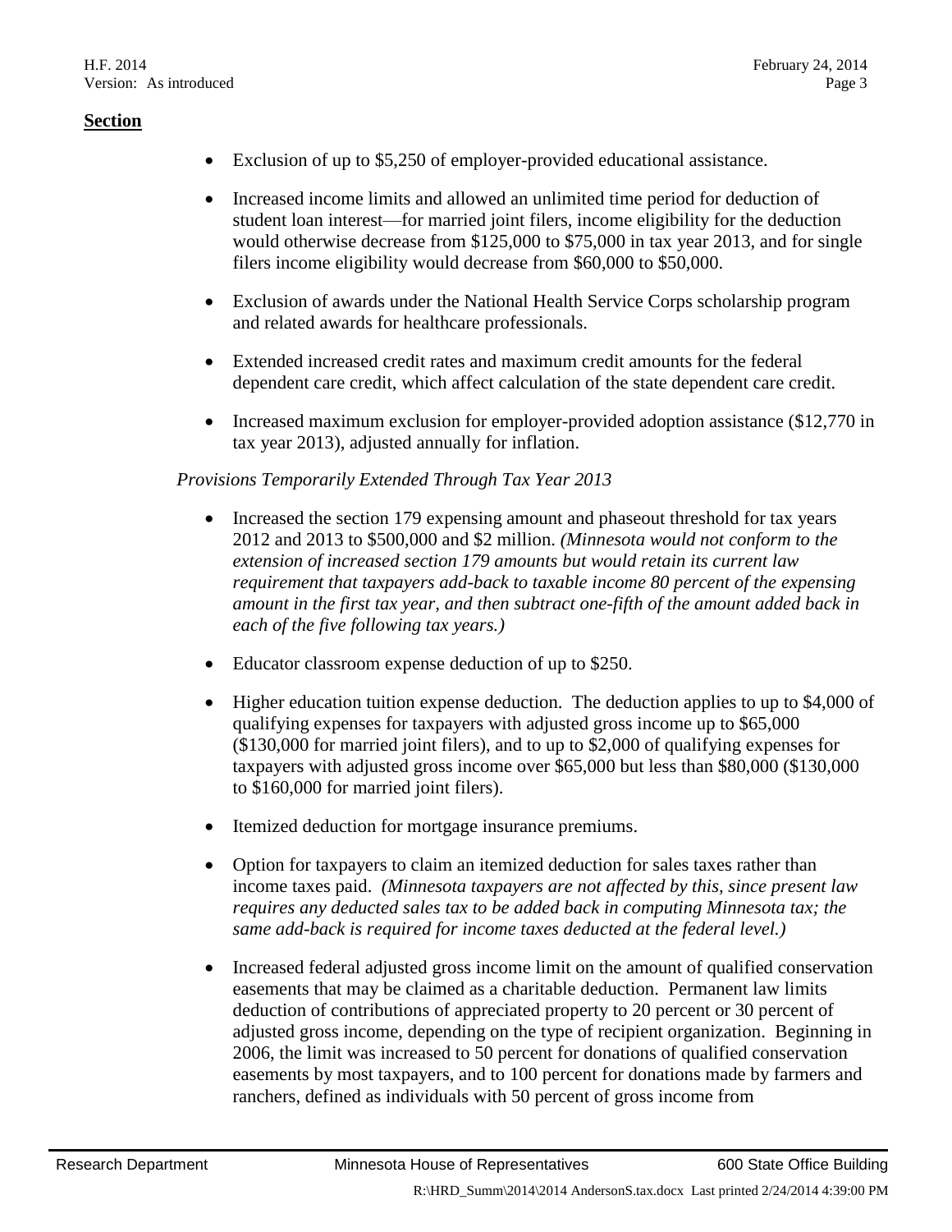**Section**

- Exclusion of up to $5,250 of employer-provided educational assistance.
- Increased income limits and allowed an unlimited time period for deduction of student loan interest—for married joint filers, income eligibility for the deduction would otherwise decrease from $125,000 to $75,000 in tax year 2013, and for single filers income eligibility would decrease from $60,000 to $50,000.
- Exclusion of awards under the National Health Service Corps scholarship program and related awards for healthcare professionals.
- Extended increased credit rates and maximum credit amounts for the federal dependent care credit, which affect calculation of the state dependent care credit.
- Increased maximum exclusion for employer-provided adoption assistance ($12,770 in tax year 2013), adjusted annually for inflation.

*Provisions Temporarily Extended Through Tax Year 2013*

- Increased the section 179 expensing amount and phaseout threshold for tax years 2012 and 2013 to $500,000 and $2 million. *(Minnesota would not conform to the extension of increased section 179 amounts but would retain its current law requirement that taxpayers add-back to taxable income 80 percent of the expensing amount in the first tax year, and then subtract one-fifth of the amount added back in each of the five following tax years.)*
- Educator classroom expense deduction of up to $250.
- Higher education tuition expense deduction. The deduction applies to up to $4,000 of qualifying expenses for taxpayers with adjusted gross income up to $65,000 ($130,000 for married joint filers), and to up to $2,000 of qualifying expenses for taxpayers with adjusted gross income over $65,000 but less than $80,000 ($130,000 to $160,000 for married joint filers).
- Itemized deduction for mortgage insurance premiums.
- Option for taxpayers to claim an itemized deduction for sales taxes rather than income taxes paid. *(Minnesota taxpayers are not affected by this, since present law requires any deducted sales tax to be added back in computing Minnesota tax; the same add-back is required for income taxes deducted at the federal level.)*
- Increased federal adjusted gross income limit on the amount of qualified conservation easements that may be claimed as a charitable deduction. Permanent law limits deduction of contributions of appreciated property to 20 percent or 30 percent of adjusted gross income, depending on the type of recipient organization. Beginning in 2006, the limit was increased to 50 percent for donations of qualified conservation easements by most taxpayers, and to 100 percent for donations made by farmers and ranchers, defined as individuals with 50 percent of gross income from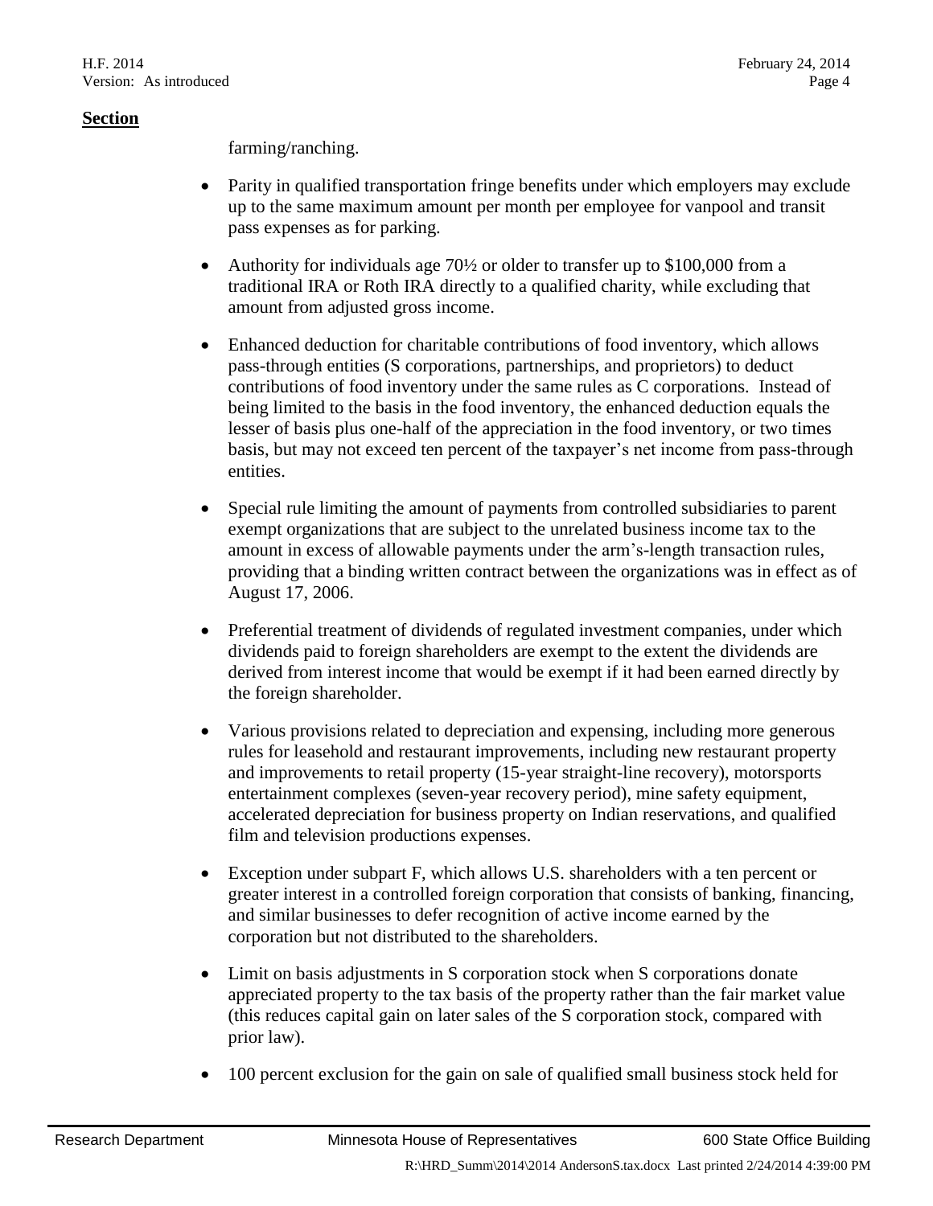**Section**

farming/ranching.

- Parity in qualified transportation fringe benefits under which employers may exclude up to the same maximum amount per month per employee for vanpool and transit pass expenses as for parking.
- Authority for individuals age 70½ or older to transfer up to $100,000 from a traditional IRA or Roth IRA directly to a qualified charity, while excluding that amount from adjusted gross income.
- Enhanced deduction for charitable contributions of food inventory, which allows pass-through entities (S corporations, partnerships, and proprietors) to deduct contributions of food inventory under the same rules as C corporations. Instead of being limited to the basis in the food inventory, the enhanced deduction equals the lesser of basis plus one-half of the appreciation in the food inventory, or two times basis, but may not exceed ten percent of the taxpayer's net income from pass-through entities.
- Special rule limiting the amount of payments from controlled subsidiaries to parent exempt organizations that are subject to the unrelated business income tax to the amount in excess of allowable payments under the arm's-length transaction rules, providing that a binding written contract between the organizations was in effect as of August 17, 2006.
- Preferential treatment of dividends of regulated investment companies, under which dividends paid to foreign shareholders are exempt to the extent the dividends are derived from interest income that would be exempt if it had been earned directly by the foreign shareholder.
- Various provisions related to depreciation and expensing, including more generous rules for leasehold and restaurant improvements, including new restaurant property and improvements to retail property (15-year straight-line recovery), motorsports entertainment complexes (seven-year recovery period), mine safety equipment, accelerated depreciation for business property on Indian reservations, and qualified film and television productions expenses.
- Exception under subpart F, which allows U.S. shareholders with a ten percent or greater interest in a controlled foreign corporation that consists of banking, financing, and similar businesses to defer recognition of active income earned by the corporation but not distributed to the shareholders.
- Limit on basis adjustments in S corporation stock when S corporations donate appreciated property to the tax basis of the property rather than the fair market value (this reduces capital gain on later sales of the S corporation stock, compared with prior law).
- 100 percent exclusion for the gain on sale of qualified small business stock held for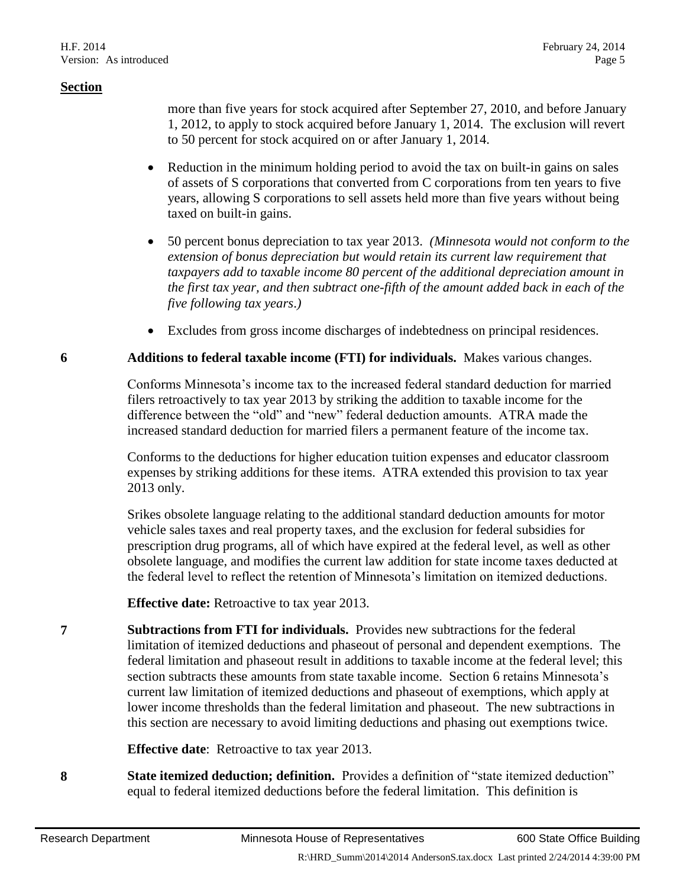**Section**

more than five years for stock acquired after September 27, 2010, and before January 1, 2012, to apply to stock acquired before January 1, 2014. The exclusion will revert to 50 percent for stock acquired on or after January 1, 2014.

- Reduction in the minimum holding period to avoid the tax on built-in gains on sales of assets of S corporations that converted from C corporations from ten years to five years, allowing S corporations to sell assets held more than five years without being taxed on built-in gains.
- 50 percent bonus depreciation to tax year 2013. *(Minnesota would not conform to the extension of bonus depreciation but would retain its current law requirement that taxpayers add to taxable income 80 percent of the additional depreciation amount in the first tax year, and then subtract one-fifth of the amount added back in each of the five following tax years.)*
- Excludes from gross income discharges of indebtedness on principal residences.

**6** **Additions to federal taxable income (FTI) for individuals.** Makes various changes.

Conforms Minnesota's income tax to the increased federal standard deduction for married filers retroactively to tax year 2013 by striking the addition to taxable income for the difference between the "old" and "new" federal deduction amounts. ATRA made the increased standard deduction for married filers a permanent feature of the income tax.

Conforms to the deductions for higher education tuition expenses and educator classroom expenses by striking additions for these items. ATRA extended this provision to tax year 2013 only.

Srikes obsolete language relating to the additional standard deduction amounts for motor vehicle sales taxes and real property taxes, and the exclusion for federal subsidies for prescription drug programs, all of which have expired at the federal level, as well as other obsolete language, and modifies the current law addition for state income taxes deducted at the federal level to reflect the retention of Minnesota's limitation on itemized deductions.

**Effective date:** Retroactive to tax year 2013.

**7** **Subtractions from FTI for individuals.** Provides new subtractions for the federal limitation of itemized deductions and phaseout of personal and dependent exemptions. The federal limitation and phaseout result in additions to taxable income at the federal level; this section subtracts these amounts from state taxable income. Section 6 retains Minnesota's current law limitation of itemized deductions and phaseout of exemptions, which apply at lower income thresholds than the federal limitation and phaseout. The new subtractions in this section are necessary to avoid limiting deductions and phasing out exemptions twice.

**Effective date**: Retroactive to tax year 2013.

**8** **State itemized deduction; definition.** Provides a definition of "state itemized deduction" equal to federal itemized deductions before the federal limitation. This definition is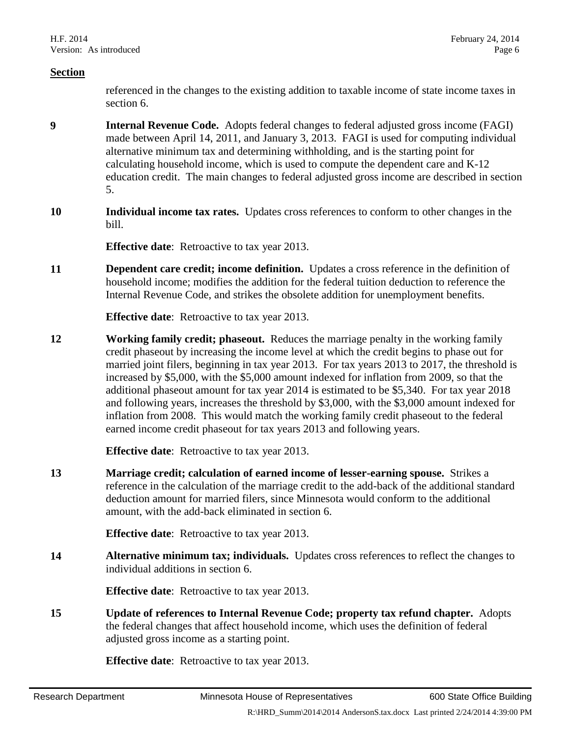**Section**

referenced in the changes to the existing addition to taxable income of state income taxes in section 6.

**9** **Internal Revenue Code.** Adopts federal changes to federal adjusted gross income (FAGI) made between April 14, 2011, and January 3, 2013. FAGI is used for computing individual alternative minimum tax and determining withholding, and is the starting point for calculating household income, which is used to compute the dependent care and K-12 education credit. The main changes to federal adjusted gross income are described in section 5.

**10** **Individual income tax rates.** Updates cross references to conform to other changes in the bill.

**Effective date**: Retroactive to tax year 2013.

**11** **Dependent care credit; income definition.** Updates a cross reference in the definition of household income; modifies the addition for the federal tuition deduction to reference the Internal Revenue Code, and strikes the obsolete addition for unemployment benefits.

**Effective date**: Retroactive to tax year 2013.

**12** **Working family credit; phaseout.** Reduces the marriage penalty in the working family credit phaseout by increasing the income level at which the credit begins to phase out for married joint filers, beginning in tax year 2013. For tax years 2013 to 2017, the threshold is increased by $5,000, with the $5,000 amount indexed for inflation from 2009, so that the additional phaseout amount for tax year 2014 is estimated to be $5,340. For tax year 2018 and following years, increases the threshold by $3,000, with the $3,000 amount indexed for inflation from 2008. This would match the working family credit phaseout to the federal earned income credit phaseout for tax years 2013 and following years.

**Effective date**: Retroactive to tax year 2013.

**13** **Marriage credit; calculation of earned income of lesser-earning spouse.** Strikes a reference in the calculation of the marriage credit to the add-back of the additional standard deduction amount for married filers, since Minnesota would conform to the additional amount, with the add-back eliminated in section 6.

**Effective date**: Retroactive to tax year 2013.

**14** **Alternative minimum tax; individuals.** Updates cross references to reflect the changes to individual additions in section 6.

**Effective date**: Retroactive to tax year 2013.

**15** **Update of references to Internal Revenue Code; property tax refund chapter.** Adopts the federal changes that affect household income, which uses the definition of federal adjusted gross income as a starting point.

**Effective date**: Retroactive to tax year 2013.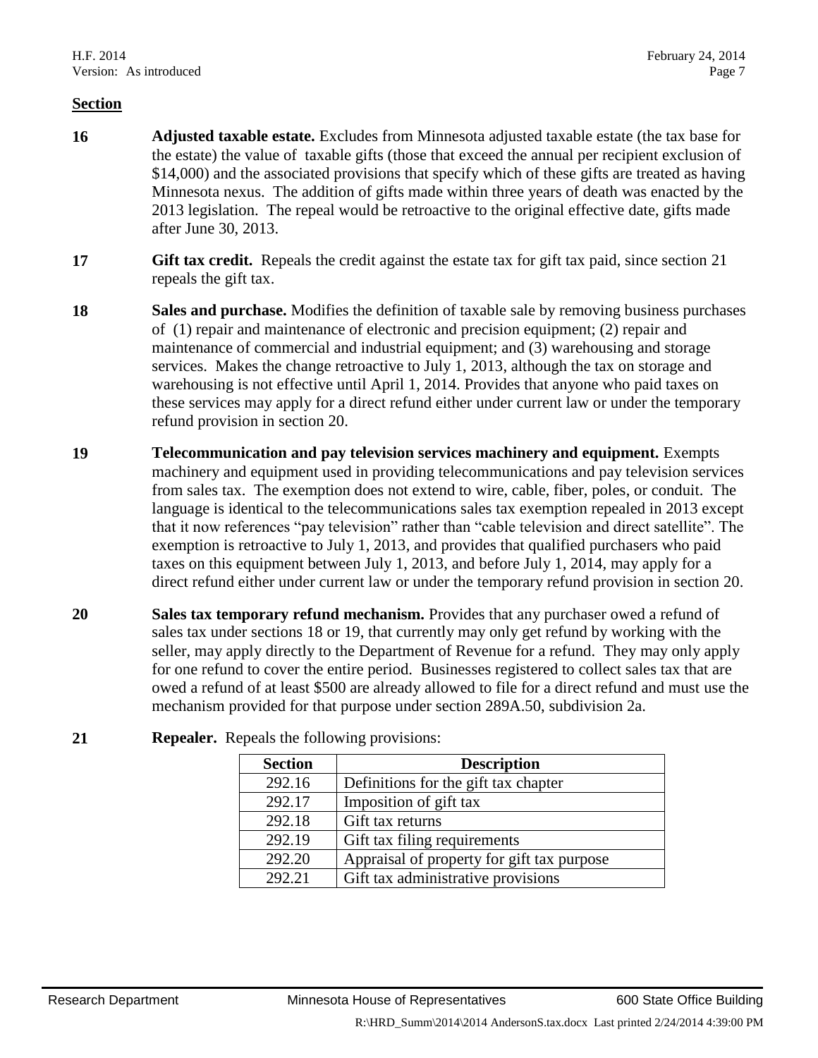**Section**

**16** **Adjusted taxable estate.** Excludes from Minnesota adjusted taxable estate (the tax base for the estate) the value of taxable gifts (those that exceed the annual per recipient exclusion of $14,000) and the associated provisions that specify which of these gifts are treated as having Minnesota nexus. The addition of gifts made within three years of death was enacted by the 2013 legislation. The repeal would be retroactive to the original effective date, gifts made after June 30, 2013.

**17** **Gift tax credit.** Repeals the credit against the estate tax for gift tax paid, since section 21 repeals the gift tax.

**18** **Sales and purchase.** Modifies the definition of taxable sale by removing business purchases of (1) repair and maintenance of electronic and precision equipment; (2) repair and maintenance of commercial and industrial equipment; and (3) warehousing and storage services. Makes the change retroactive to July 1, 2013, although the tax on storage and warehousing is not effective until April 1, 2014. Provides that anyone who paid taxes on these services may apply for a direct refund either under current law or under the temporary refund provision in section 20.

**19** **Telecommunication and pay television services machinery and equipment.** Exempts machinery and equipment used in providing telecommunications and pay television services from sales tax. The exemption does not extend to wire, cable, fiber, poles, or conduit. The language is identical to the telecommunications sales tax exemption repealed in 2013 except that it now references "pay television" rather than "cable television and direct satellite". The exemption is retroactive to July 1, 2013, and provides that qualified purchasers who paid taxes on this equipment between July 1, 2013, and before July 1, 2014, may apply for a direct refund either under current law or under the temporary refund provision in section 20.

**20** **Sales tax temporary refund mechanism.** Provides that any purchaser owed a refund of sales tax under sections 18 or 19, that currently may only get refund by working with the seller, may apply directly to the Department of Revenue for a refund. They may only apply for one refund to cover the entire period. Businesses registered to collect sales tax that are owed a refund of at least $500 are already allowed to file for a direct refund and must use the mechanism provided for that purpose under section 289A.50, subdivision 2a.

**21** **Repealer.** Repeals the following provisions:

| Section | Description |
|---|---|
| 292.16 | Definitions for the gift tax chapter |
| 292.17 | Imposition of gift tax |
| 292.18 | Gift tax returns |
| 292.19 | Gift tax filing requirements |
| 292.20 | Appraisal of property for gift tax purpose |
| 292.21 | Gift tax administrative provisions |